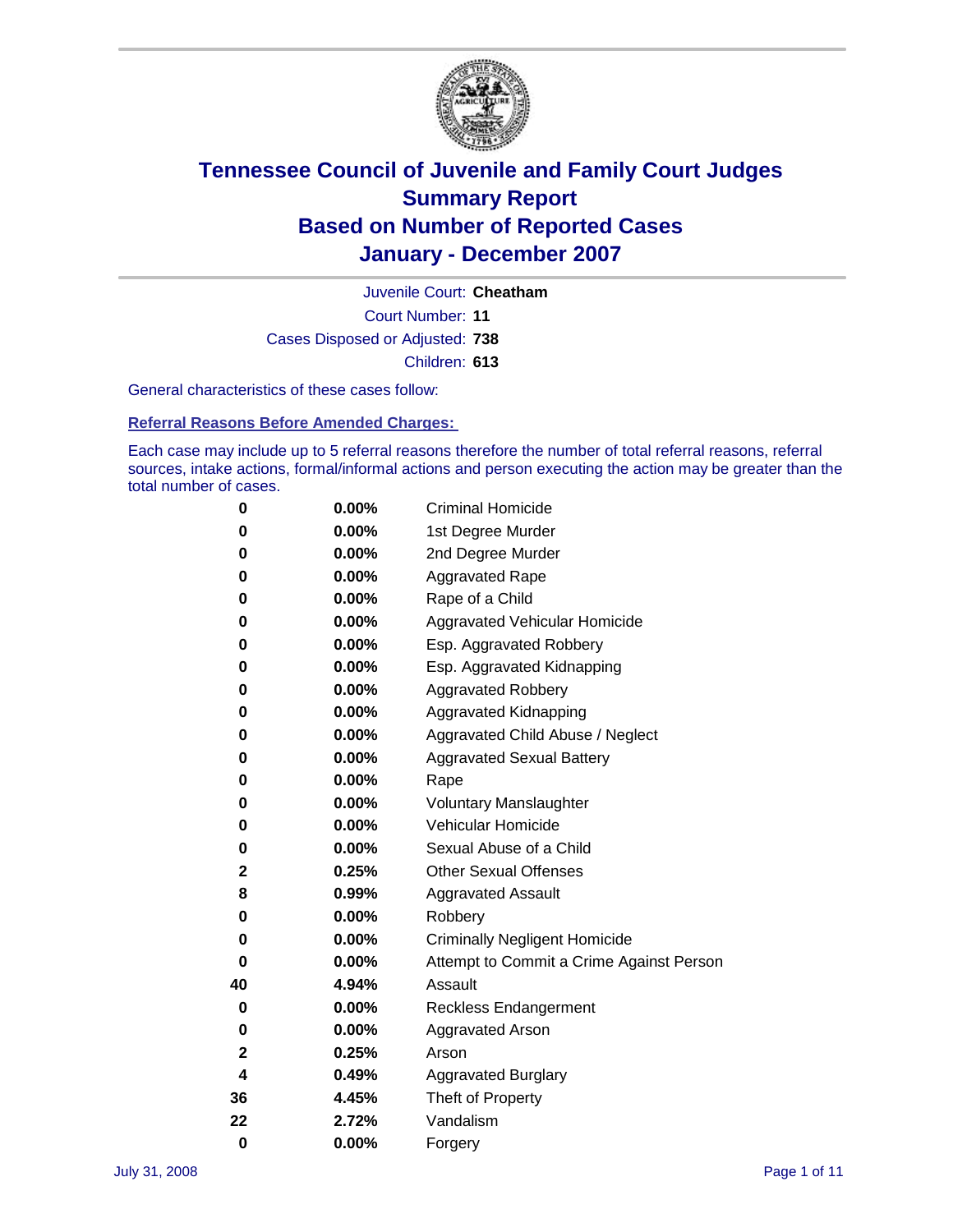# Tennessee Council of Juvenile and Family Court Judges
# Summary Report
# Based on Number of Reported Cases
# January - December 2007

Juvenile Court: **Cheatham**

Court Number: **11**

Cases Disposed or Adjusted: **738**

Children: **613**

General characteristics of these cases follow:

**Referral Reasons Before Amended Charges:**

Each case may include up to 5 referral reasons therefore the number of total referral reasons, referral sources, intake actions, formal/informal actions and person executing the action may be greater than the total number of cases.

| Count | Percent | Referral Reason |
|---|---|---|
| 0 | 0.00% | Criminal Homicide |
| 0 | 0.00% | 1st Degree Murder |
| 0 | 0.00% | 2nd Degree Murder |
| 0 | 0.00% | Aggravated Rape |
| 0 | 0.00% | Rape of a Child |
| 0 | 0.00% | Aggravated Vehicular Homicide |
| 0 | 0.00% | Esp. Aggravated Robbery |
| 0 | 0.00% | Esp. Aggravated Kidnapping |
| 0 | 0.00% | Aggravated Robbery |
| 0 | 0.00% | Aggravated Kidnapping |
| 0 | 0.00% | Aggravated Child Abuse / Neglect |
| 0 | 0.00% | Aggravated Sexual Battery |
| 0 | 0.00% | Rape |
| 0 | 0.00% | Voluntary Manslaughter |
| 0 | 0.00% | Vehicular Homicide |
| 0 | 0.00% | Sexual Abuse of a Child |
| 2 | 0.25% | Other Sexual Offenses |
| 8 | 0.99% | Aggravated Assault |
| 0 | 0.00% | Robbery |
| 0 | 0.00% | Criminally Negligent Homicide |
| 0 | 0.00% | Attempt to Commit a Crime Against Person |
| 40 | 4.94% | Assault |
| 0 | 0.00% | Reckless Endangerment |
| 0 | 0.00% | Aggravated Arson |
| 2 | 0.25% | Arson |
| 4 | 0.49% | Aggravated Burglary |
| 36 | 4.45% | Theft of Property |
| 22 | 2.72% | Vandalism |
| 0 | 0.00% | Forgery |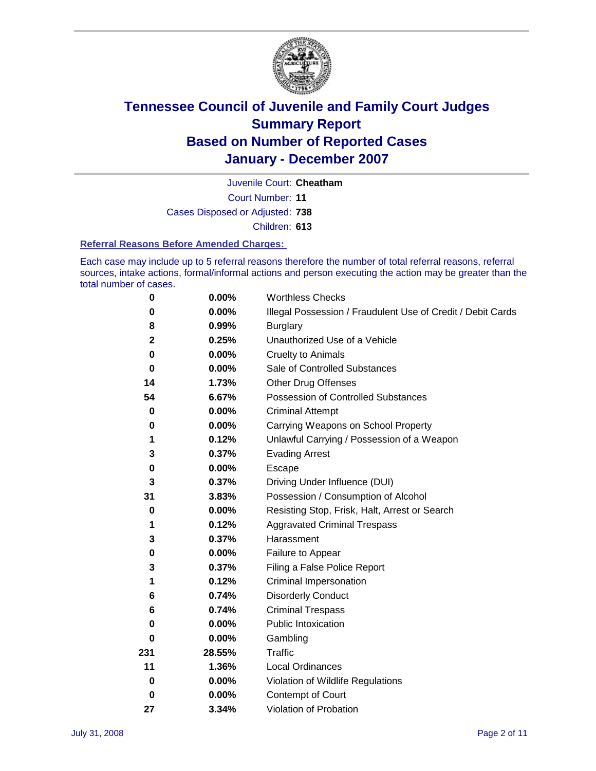# Tennessee Council of Juvenile and Family Court Judges
# Summary Report
# Based on Number of Reported Cases
# January - December 2007

Juvenile Court: **Cheatham**

Court Number: **11**

Cases Disposed or Adjusted: **738**

Children: **613**

### Referral Reasons Before Amended Charges:

Each case may include up to 5 referral reasons therefore the number of total referral reasons, referral sources, intake actions, formal/informal actions and person executing the action may be greater than the total number of cases.

| | | |
|---|---|---|
| 0 | 0.00% | Worthless Checks |
| 0 | 0.00% | Illegal Possession / Fraudulent Use of Credit / Debit Cards |
| 8 | 0.99% | Burglary |
| 2 | 0.25% | Unauthorized Use of a Vehicle |
| 0 | 0.00% | Cruelty to Animals |
| 0 | 0.00% | Sale of Controlled Substances |
| 14 | 1.73% | Other Drug Offenses |
| 54 | 6.67% | Possession of Controlled Substances |
| 0 | 0.00% | Criminal Attempt |
| 0 | 0.00% | Carrying Weapons on School Property |
| 1 | 0.12% | Unlawful Carrying / Possession of a Weapon |
| 3 | 0.37% | Evading Arrest |
| 0 | 0.00% | Escape |
| 3 | 0.37% | Driving Under Influence (DUI) |
| 31 | 3.83% | Possession / Consumption of Alcohol |
| 0 | 0.00% | Resisting Stop, Frisk, Halt, Arrest or Search |
| 1 | 0.12% | Aggravated Criminal Trespass |
| 3 | 0.37% | Harassment |
| 0 | 0.00% | Failure to Appear |
| 3 | 0.37% | Filing a False Police Report |
| 1 | 0.12% | Criminal Impersonation |
| 6 | 0.74% | Disorderly Conduct |
| 6 | 0.74% | Criminal Trespass |
| 0 | 0.00% | Public Intoxication |
| 0 | 0.00% | Gambling |
| 231 | 28.55% | Traffic |
| 11 | 1.36% | Local Ordinances |
| 0 | 0.00% | Violation of Wildlife Regulations |
| 0 | 0.00% | Contempt of Court |
| 27 | 3.34% | Violation of Probation |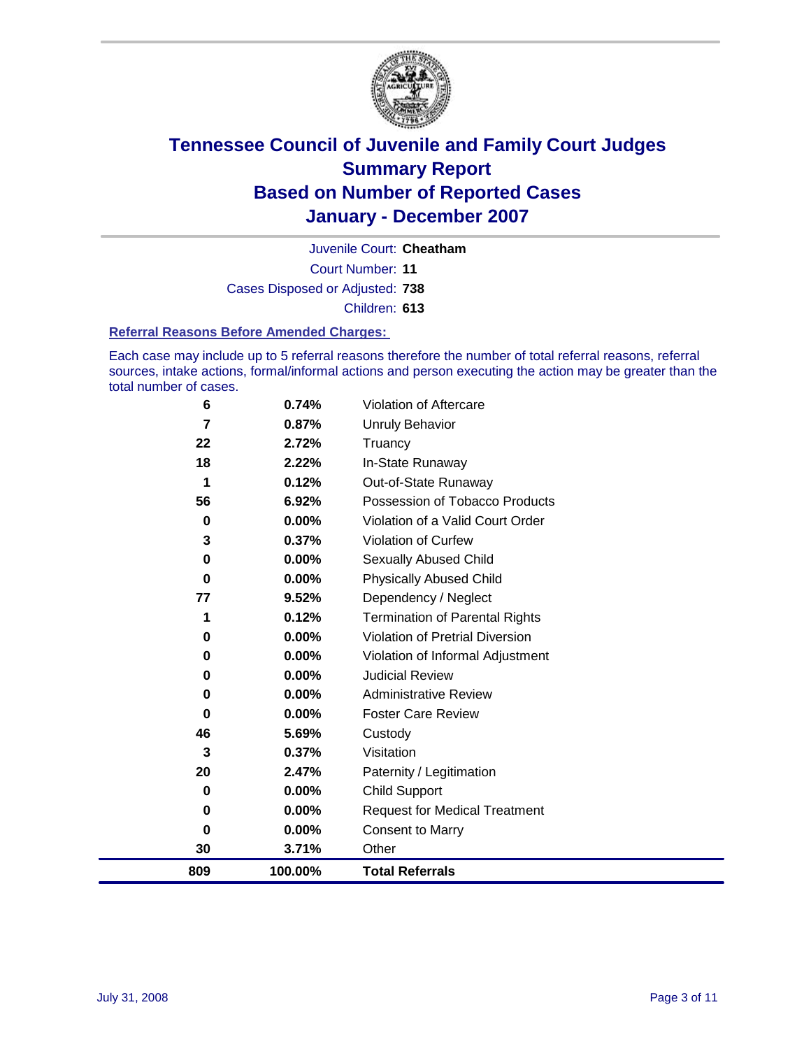# Tennessee Council of Juvenile and Family Court Judges
## Summary Report
## Based on Number of Reported Cases
## January - December 2007

Juvenile Court: **Cheatham**

Court Number: **11**

Cases Disposed or Adjusted: **738**

Children: **613**

### Referral Reasons Before Amended Charges:

Each case may include up to 5 referral reasons therefore the number of total referral reasons, referral sources, intake actions, formal/informal actions and person executing the action may be greater than the total number of cases.

| | | |
|---|---|---|
| 6 | 0.74% | Violation of Aftercare |
| 7 | 0.87% | Unruly Behavior |
| 22 | 2.72% | Truancy |
| 18 | 2.22% | In-State Runaway |
| 1 | 0.12% | Out-of-State Runaway |
| 56 | 6.92% | Possession of Tobacco Products |
| 0 | 0.00% | Violation of a Valid Court Order |
| 3 | 0.37% | Violation of Curfew |
| 0 | 0.00% | Sexually Abused Child |
| 0 | 0.00% | Physically Abused Child |
| 77 | 9.52% | Dependency / Neglect |
| 1 | 0.12% | Termination of Parental Rights |
| 0 | 0.00% | Violation of Pretrial Diversion |
| 0 | 0.00% | Violation of Informal Adjustment |
| 0 | 0.00% | Judicial Review |
| 0 | 0.00% | Administrative Review |
| 0 | 0.00% | Foster Care Review |
| 46 | 5.69% | Custody |
| 3 | 0.37% | Visitation |
| 20 | 2.47% | Paternity / Legitimation |
| 0 | 0.00% | Child Support |
| 0 | 0.00% | Request for Medical Treatment |
| 0 | 0.00% | Consent to Marry |
| 30 | 3.71% | Other |
| **809** | **100.00%** | **Total Referrals** |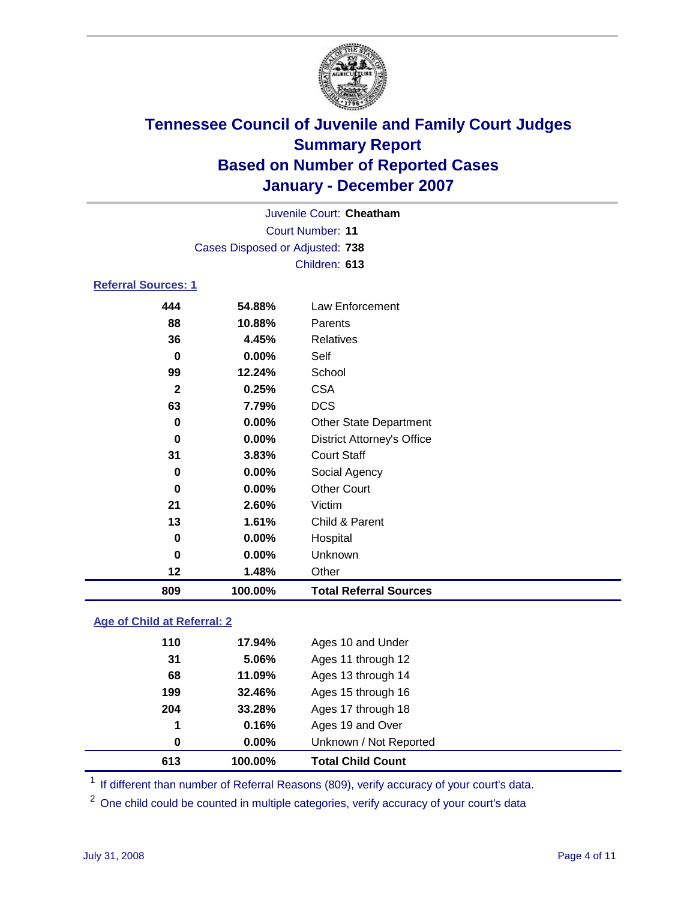# Tennessee Council of Juvenile and Family Court Judges
## Summary Report
## Based on Number of Reported Cases
## January - December 2007

Juvenile Court: **Cheatham**
Court Number: **11**
Cases Disposed or Adjusted: **738**
Children: **613**

### Referral Sources: 1

| | | |
|---|---|---|
| 444 | 54.88% | Law Enforcement |
| 88 | 10.88% | Parents |
| 36 | 4.45% | Relatives |
| 0 | 0.00% | Self |
| 99 | 12.24% | School |
| 2 | 0.25% | CSA |
| 63 | 7.79% | DCS |
| 0 | 0.00% | Other State Department |
| 0 | 0.00% | District Attorney's Office |
| 31 | 3.83% | Court Staff |
| 0 | 0.00% | Social Agency |
| 0 | 0.00% | Other Court |
| 21 | 2.60% | Victim |
| 13 | 1.61% | Child & Parent |
| 0 | 0.00% | Hospital |
| 0 | 0.00% | Unknown |
| 12 | 1.48% | Other |
| **809** | **100.00%** | **Total Referral Sources** |

### Age of Child at Referral: 2

| | | |
|---|---|---|
| 110 | 17.94% | Ages 10 and Under |
| 31 | 5.06% | Ages 11 through 12 |
| 68 | 11.09% | Ages 13 through 14 |
| 199 | 32.46% | Ages 15 through 16 |
| 204 | 33.28% | Ages 17 through 18 |
| 1 | 0.16% | Ages 19 and Over |
| 0 | 0.00% | Unknown / Not Reported |
| **613** | **100.00%** | **Total Child Count** |

[1] If different than number of Referral Reasons (809), verify accuracy of your court's data.

[2] One child could be counted in multiple categories, verify accuracy of your court's data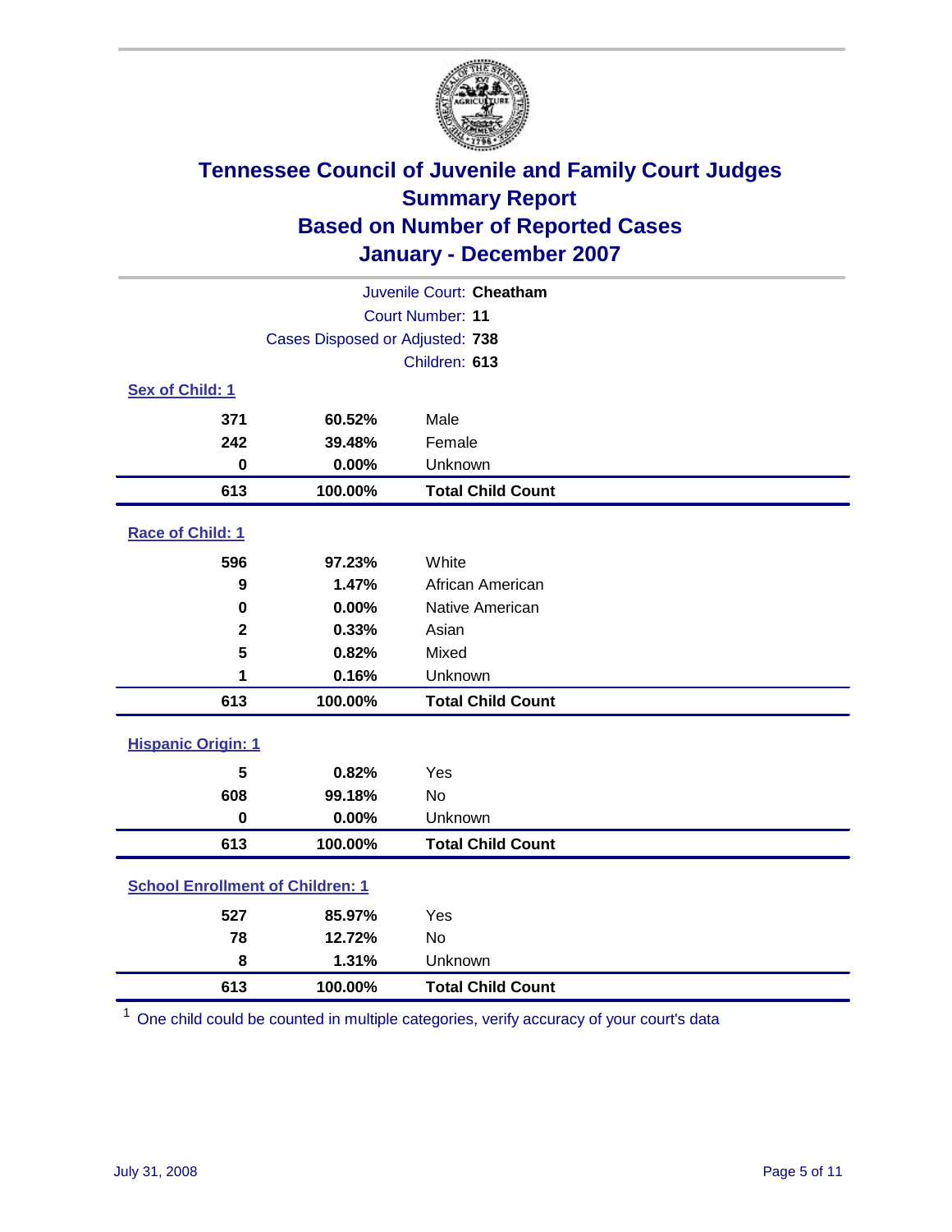# Tennessee Council of Juvenile and Family Court Judges
## Summary Report
## Based on Number of Reported Cases
## January - December 2007

Juvenile Court: **Cheatham**
Court Number: **11**
Cases Disposed or Adjusted: **738**
Children: **613**

### Sex of Child: 1

| Count | Percent | Category |
|---|---|---|
| 371 | 60.52% | Male |
| 242 | 39.48% | Female |
| 0 | 0.00% | Unknown |
| **613** | **100.00%** | **Total Child Count** |

### Race of Child: 1

| Count | Percent | Category |
|---|---|---|
| 596 | 97.23% | White |
| 9 | 1.47% | African American |
| 0 | 0.00% | Native American |
| 2 | 0.33% | Asian |
| 5 | 0.82% | Mixed |
| 1 | 0.16% | Unknown |
| **613** | **100.00%** | **Total Child Count** |

### Hispanic Origin: 1

| Count | Percent | Category |
|---|---|---|
| 5 | 0.82% | Yes |
| 608 | 99.18% | No |
| 0 | 0.00% | Unknown |
| **613** | **100.00%** | **Total Child Count** |

### School Enrollment of Children: 1

| Count | Percent | Category |
|---|---|---|
| 527 | 85.97% | Yes |
| 78 | 12.72% | No |
| 8 | 1.31% | Unknown |
| **613** | **100.00%** | **Total Child Count** |

[1] One child could be counted in multiple categories, verify accuracy of your court's data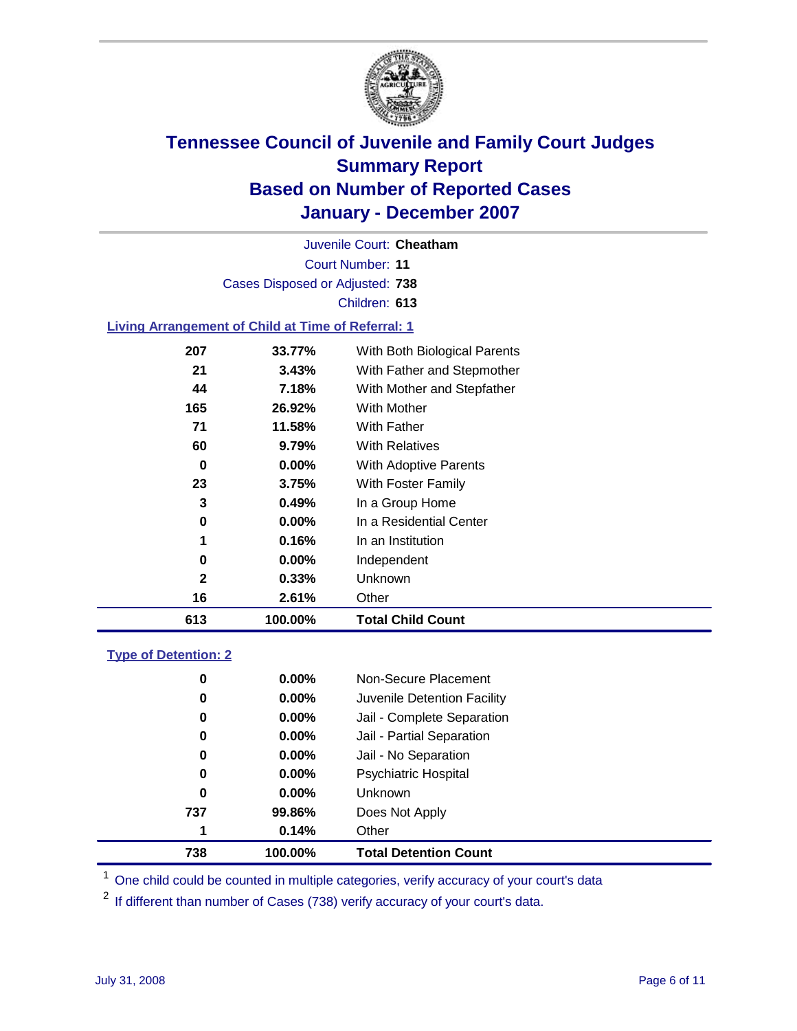# Tennessee Council of Juvenile and Family Court Judges
## Summary Report
## Based on Number of Reported Cases
## January - December 2007

Juvenile Court: **Cheatham**

Court Number: **11**

Cases Disposed or Adjusted: **738**

Children: **613**

### Living Arrangement of Child at Time of Referral: 1

| | | |
|---|---|---|
| 207 | 33.77% | With Both Biological Parents |
| 21 | 3.43% | With Father and Stepmother |
| 44 | 7.18% | With Mother and Stepfather |
| 165 | 26.92% | With Mother |
| 71 | 11.58% | With Father |
| 60 | 9.79% | With Relatives |
| 0 | 0.00% | With Adoptive Parents |
| 23 | 3.75% | With Foster Family |
| 3 | 0.49% | In a Group Home |
| 0 | 0.00% | In a Residential Center |
| 1 | 0.16% | In an Institution |
| 0 | 0.00% | Independent |
| 2 | 0.33% | Unknown |
| 16 | 2.61% | Other |
| **613** | **100.00%** | **Total Child Count** |

### Type of Detention: 2

| | | |
|---|---|---|
| 0 | 0.00% | Non-Secure Placement |
| 0 | 0.00% | Juvenile Detention Facility |
| 0 | 0.00% | Jail - Complete Separation |
| 0 | 0.00% | Jail - Partial Separation |
| 0 | 0.00% | Jail - No Separation |
| 0 | 0.00% | Psychiatric Hospital |
| 0 | 0.00% | Unknown |
| 737 | 99.86% | Does Not Apply |
| 1 | 0.14% | Other |
| **738** | **100.00%** | **Total Detention Count** |

[1] One child could be counted in multiple categories, verify accuracy of your court's data

[2] If different than number of Cases (738) verify accuracy of your court's data.

July 31, 2008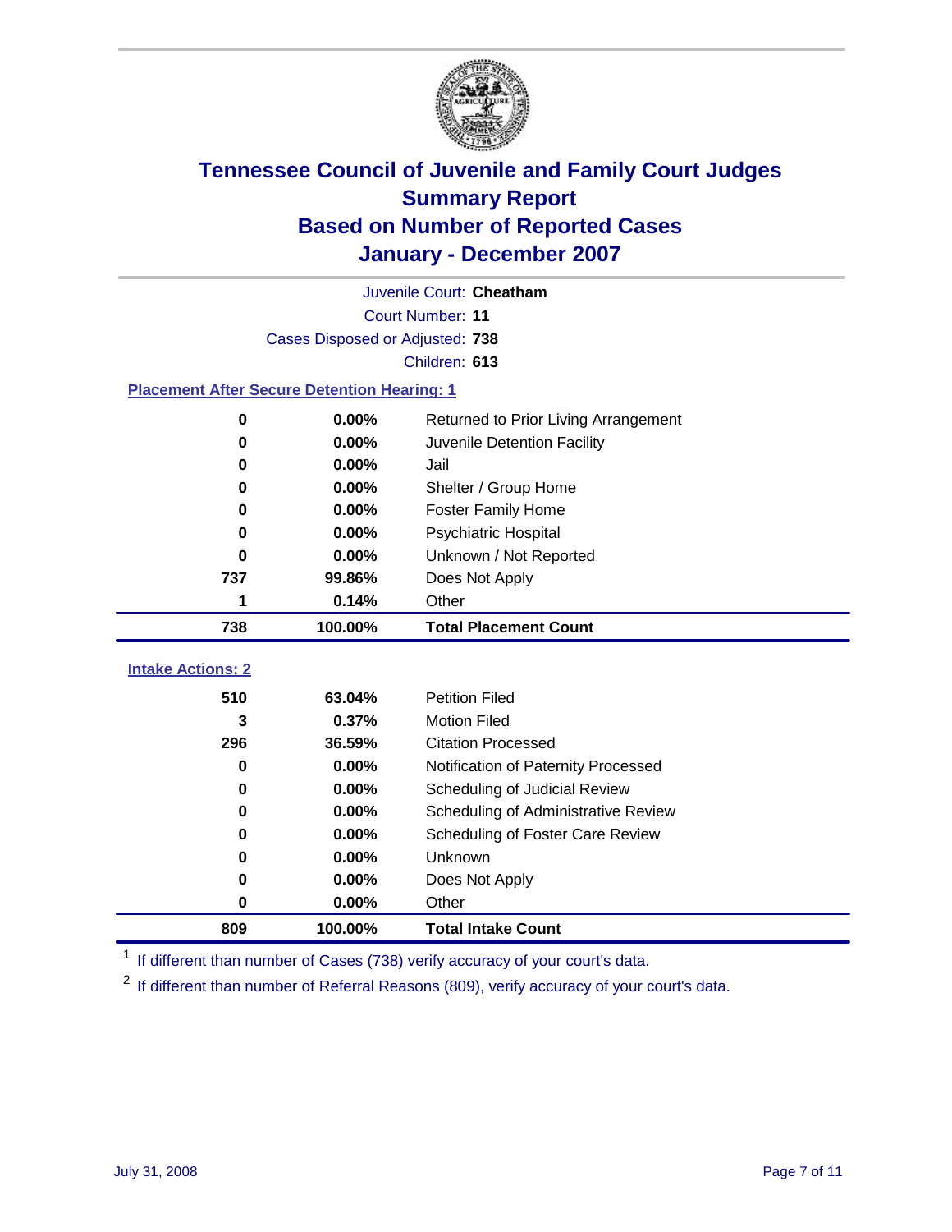# Tennessee Council of Juvenile and Family Court Judges
## Summary Report
## Based on Number of Reported Cases
## January - December 2007

Juvenile Court: **Cheatham**
Court Number: **11**
Cases Disposed or Adjusted: **738**
Children: **613**

### Placement After Secure Detention Hearing: 1

| Count | Percent | Placement |
|---|---|---|
| 0 | 0.00% | Returned to Prior Living Arrangement |
| 0 | 0.00% | Juvenile Detention Facility |
| 0 | 0.00% | Jail |
| 0 | 0.00% | Shelter / Group Home |
| 0 | 0.00% | Foster Family Home |
| 0 | 0.00% | Psychiatric Hospital |
| 0 | 0.00% | Unknown / Not Reported |
| 737 | 99.86% | Does Not Apply |
| 1 | 0.14% | Other |
| **738** | **100.00%** | **Total Placement Count** |

### Intake Actions: 2

| Count | Percent | Intake Action |
|---|---|---|
| 510 | 63.04% | Petition Filed |
| 3 | 0.37% | Motion Filed |
| 296 | 36.59% | Citation Processed |
| 0 | 0.00% | Notification of Paternity Processed |
| 0 | 0.00% | Scheduling of Judicial Review |
| 0 | 0.00% | Scheduling of Administrative Review |
| 0 | 0.00% | Scheduling of Foster Care Review |
| 0 | 0.00% | Unknown |
| 0 | 0.00% | Does Not Apply |
| 0 | 0.00% | Other |
| **809** | **100.00%** | **Total Intake Count** |

[1] If different than number of Cases (738) verify accuracy of your court's data.

[2] If different than number of Referral Reasons (809), verify accuracy of your court's data.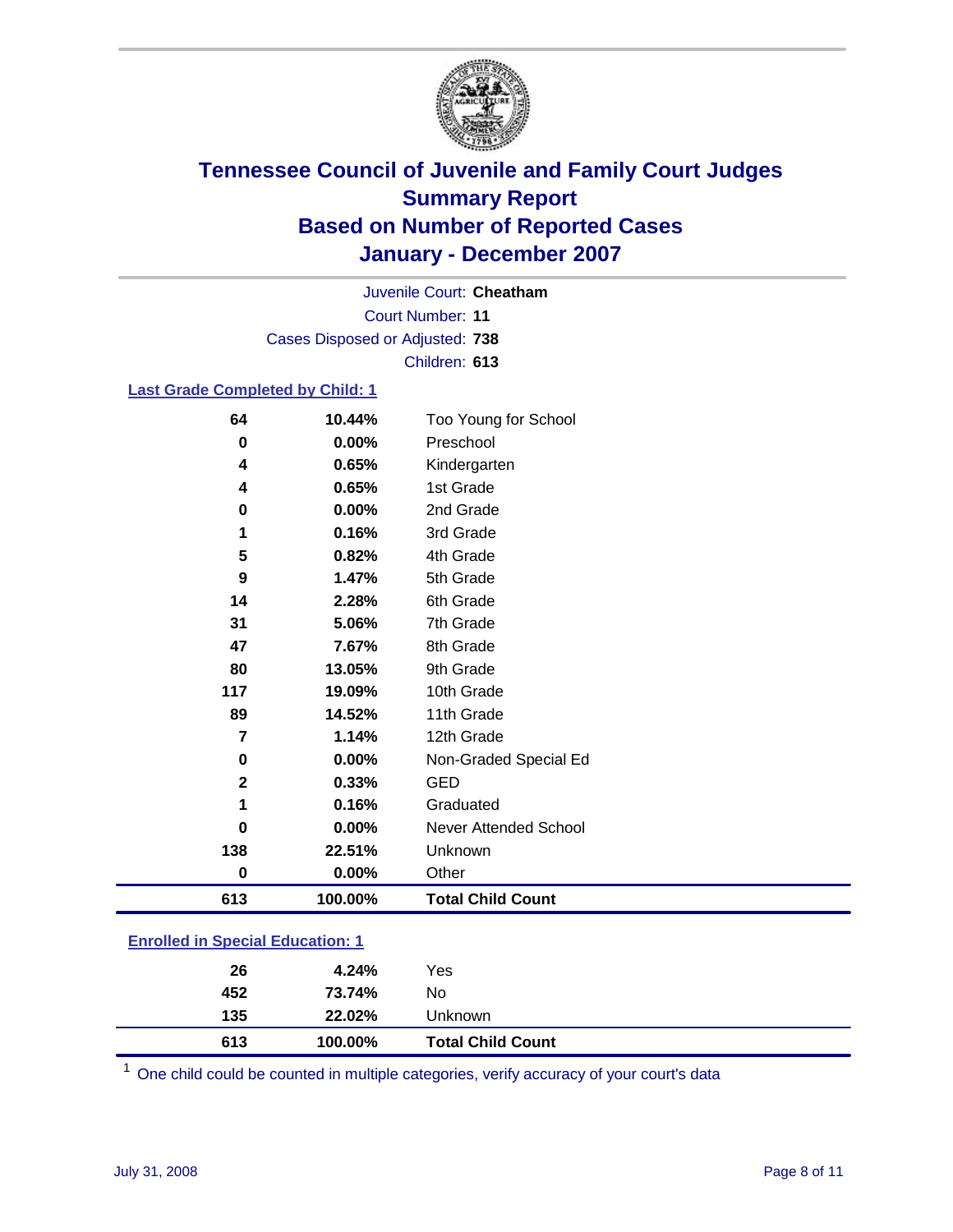# Tennessee Council of Juvenile and Family Court Judges
## Summary Report
## Based on Number of Reported Cases
## January - December 2007

Juvenile Court: **Cheatham**
Court Number: **11**
Cases Disposed or Adjusted: **738**
Children: **613**

### Last Grade Completed by Child: 1

| | | |
|---|---|---|
| 64 | 10.44% | Too Young for School |
| 0 | 0.00% | Preschool |
| 4 | 0.65% | Kindergarten |
| 4 | 0.65% | 1st Grade |
| 0 | 0.00% | 2nd Grade |
| 1 | 0.16% | 3rd Grade |
| 5 | 0.82% | 4th Grade |
| 9 | 1.47% | 5th Grade |
| 14 | 2.28% | 6th Grade |
| 31 | 5.06% | 7th Grade |
| 47 | 7.67% | 8th Grade |
| 80 | 13.05% | 9th Grade |
| 117 | 19.09% | 10th Grade |
| 89 | 14.52% | 11th Grade |
| 7 | 1.14% | 12th Grade |
| 0 | 0.00% | Non-Graded Special Ed |
| 2 | 0.33% | GED |
| 1 | 0.16% | Graduated |
| 0 | 0.00% | Never Attended School |
| 138 | 22.51% | Unknown |
| 0 | 0.00% | Other |
| **613** | **100.00%** | **Total Child Count** |

### Enrolled in Special Education: 1

| | | |
|---|---|---|
| 26 | 4.24% | Yes |
| 452 | 73.74% | No |
| 135 | 22.02% | Unknown |
| **613** | **100.00%** | **Total Child Count** |

[1] One child could be counted in multiple categories, verify accuracy of your court's data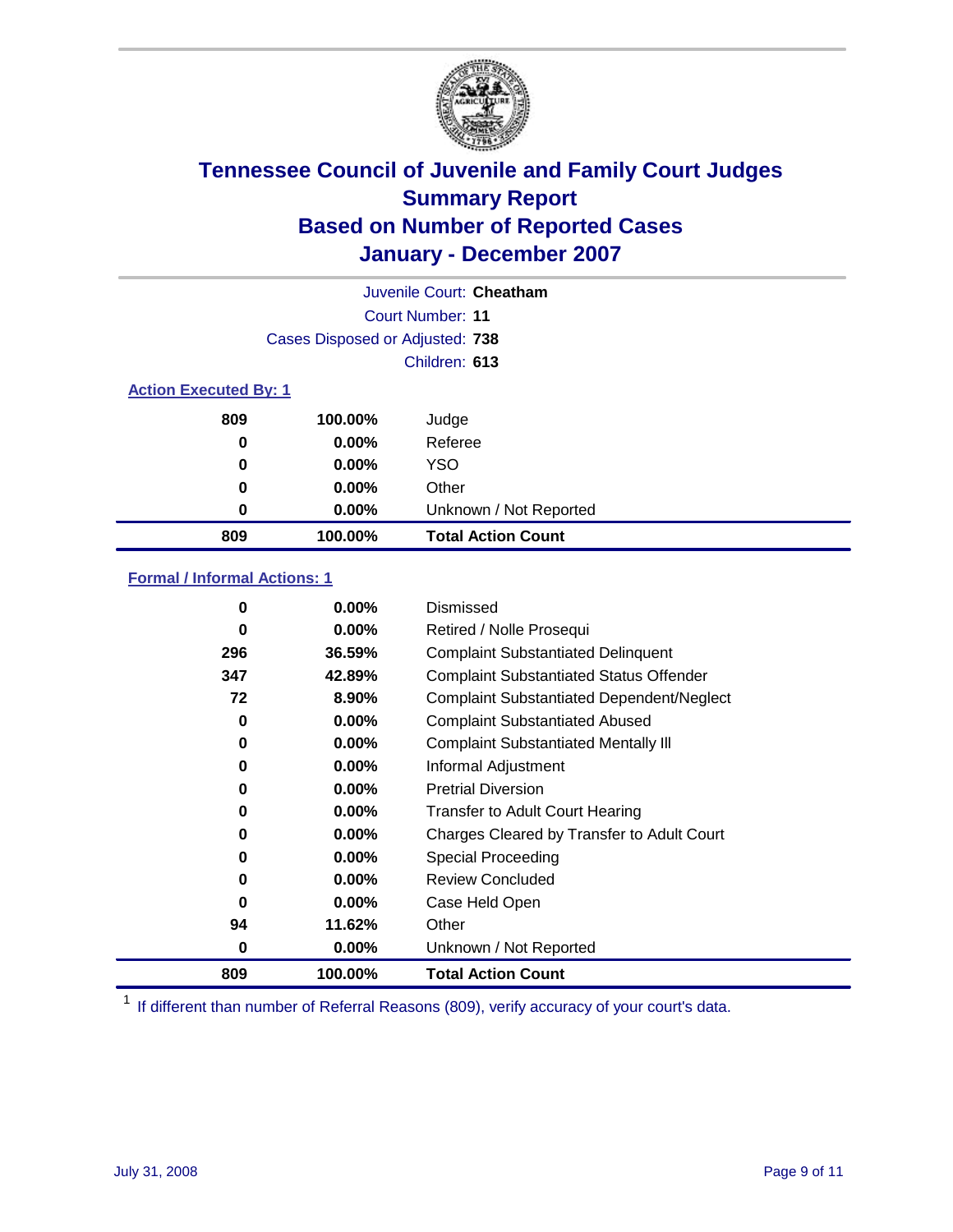# Tennessee Council of Juvenile and Family Court Judges
## Summary Report
## Based on Number of Reported Cases
## January - December 2007

Juvenile Court: **Cheatham**
Court Number: **11**
Cases Disposed or Adjusted: **738**
Children: **613**

### Action Executed By: 1

| | | |
|---|---|---|
| 809 | 100.00% | Judge |
| 0 | 0.00% | Referee |
| 0 | 0.00% | YSO |
| 0 | 0.00% | Other |
| 0 | 0.00% | Unknown / Not Reported |
| **809** | **100.00%** | **Total Action Count** |

### Formal / Informal Actions: 1

| | | |
|---|---|---|
| 0 | 0.00% | Dismissed |
| 0 | 0.00% | Retired / Nolle Prosequi |
| 296 | 36.59% | Complaint Substantiated Delinquent |
| 347 | 42.89% | Complaint Substantiated Status Offender |
| 72 | 8.90% | Complaint Substantiated Dependent/Neglect |
| 0 | 0.00% | Complaint Substantiated Abused |
| 0 | 0.00% | Complaint Substantiated Mentally Ill |
| 0 | 0.00% | Informal Adjustment |
| 0 | 0.00% | Pretrial Diversion |
| 0 | 0.00% | Transfer to Adult Court Hearing |
| 0 | 0.00% | Charges Cleared by Transfer to Adult Court |
| 0 | 0.00% | Special Proceeding |
| 0 | 0.00% | Review Concluded |
| 0 | 0.00% | Case Held Open |
| 94 | 11.62% | Other |
| 0 | 0.00% | Unknown / Not Reported |
| **809** | **100.00%** | **Total Action Count** |

[1] If different than number of Referral Reasons (809), verify accuracy of your court's data.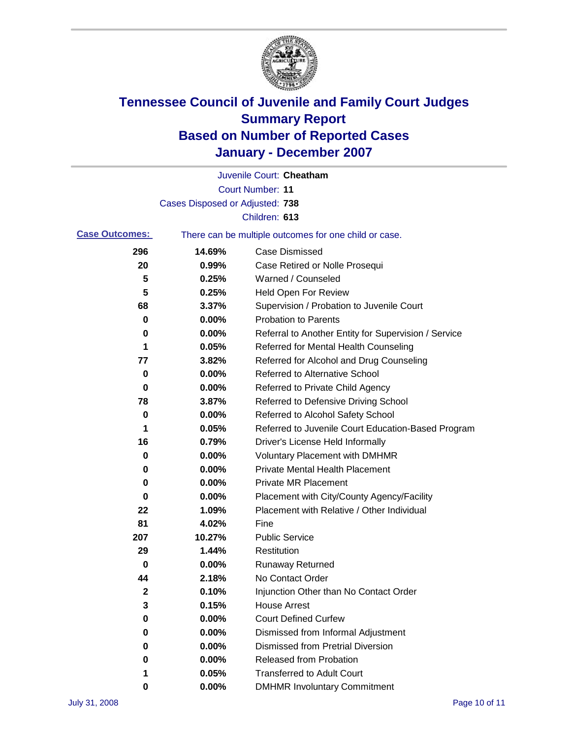# Tennessee Council of Juvenile and Family Court Judges
## Summary Report
## Based on Number of Reported Cases
## January - December 2007

Juvenile Court: **Cheatham**
Court Number: **11**
Cases Disposed or Adjusted: **738**
Children: **613**

**Case Outcomes:** There can be multiple outcomes for one child or case.

| Count | Percent | Outcome |
|---|---|---|
| 296 | 14.69% | Case Dismissed |
| 20 | 0.99% | Case Retired or Nolle Prosequi |
| 5 | 0.25% | Warned / Counseled |
| 5 | 0.25% | Held Open For Review |
| 68 | 3.37% | Supervision / Probation to Juvenile Court |
| 0 | 0.00% | Probation to Parents |
| 0 | 0.00% | Referral to Another Entity for Supervision / Service |
| 1 | 0.05% | Referred for Mental Health Counseling |
| 77 | 3.82% | Referred for Alcohol and Drug Counseling |
| 0 | 0.00% | Referred to Alternative School |
| 0 | 0.00% | Referred to Private Child Agency |
| 78 | 3.87% | Referred to Defensive Driving School |
| 0 | 0.00% | Referred to Alcohol Safety School |
| 1 | 0.05% | Referred to Juvenile Court Education-Based Program |
| 16 | 0.79% | Driver's License Held Informally |
| 0 | 0.00% | Voluntary Placement with DMHMR |
| 0 | 0.00% | Private Mental Health Placement |
| 0 | 0.00% | Private MR Placement |
| 0 | 0.00% | Placement with City/County Agency/Facility |
| 22 | 1.09% | Placement with Relative / Other Individual |
| 81 | 4.02% | Fine |
| 207 | 10.27% | Public Service |
| 29 | 1.44% | Restitution |
| 0 | 0.00% | Runaway Returned |
| 44 | 2.18% | No Contact Order |
| 2 | 0.10% | Injunction Other than No Contact Order |
| 3 | 0.15% | House Arrest |
| 0 | 0.00% | Court Defined Curfew |
| 0 | 0.00% | Dismissed from Informal Adjustment |
| 0 | 0.00% | Dismissed from Pretrial Diversion |
| 0 | 0.00% | Released from Probation |
| 1 | 0.05% | Transferred to Adult Court |
| 0 | 0.00% | DMHMR Involuntary Commitment |

July 31, 2008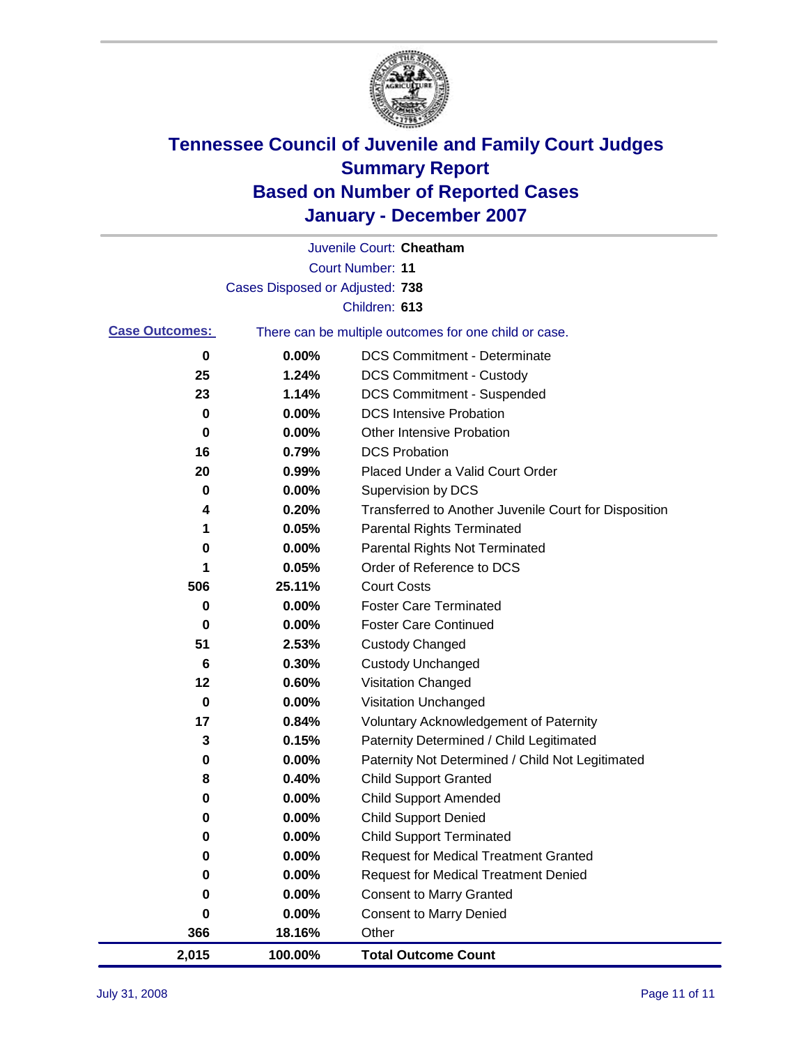# Tennessee Council of Juvenile and Family Court Judges
## Summary Report
## Based on Number of Reported Cases
## January - December 2007

Juvenile Court: **Cheatham**

Court Number: **11**

Cases Disposed or Adjusted: **738**

Children: **613**

**Case Outcomes:** There can be multiple outcomes for one child or case.

| | | |
|---|---|---|
| 0 | 0.00% | DCS Commitment - Determinate |
| 25 | 1.24% | DCS Commitment - Custody |
| 23 | 1.14% | DCS Commitment - Suspended |
| 0 | 0.00% | DCS Intensive Probation |
| 0 | 0.00% | Other Intensive Probation |
| 16 | 0.79% | DCS Probation |
| 20 | 0.99% | Placed Under a Valid Court Order |
| 0 | 0.00% | Supervision by DCS |
| 4 | 0.20% | Transferred to Another Juvenile Court for Disposition |
| 1 | 0.05% | Parental Rights Terminated |
| 0 | 0.00% | Parental Rights Not Terminated |
| 1 | 0.05% | Order of Reference to DCS |
| 506 | 25.11% | Court Costs |
| 0 | 0.00% | Foster Care Terminated |
| 0 | 0.00% | Foster Care Continued |
| 51 | 2.53% | Custody Changed |
| 6 | 0.30% | Custody Unchanged |
| 12 | 0.60% | Visitation Changed |
| 0 | 0.00% | Visitation Unchanged |
| 17 | 0.84% | Voluntary Acknowledgement of Paternity |
| 3 | 0.15% | Paternity Determined / Child Legitimated |
| 0 | 0.00% | Paternity Not Determined / Child Not Legitimated |
| 8 | 0.40% | Child Support Granted |
| 0 | 0.00% | Child Support Amended |
| 0 | 0.00% | Child Support Denied |
| 0 | 0.00% | Child Support Terminated |
| 0 | 0.00% | Request for Medical Treatment Granted |
| 0 | 0.00% | Request for Medical Treatment Denied |
| 0 | 0.00% | Consent to Marry Granted |
| 0 | 0.00% | Consent to Marry Denied |
| 366 | 18.16% | Other |
| **2,015** | **100.00%** | **Total Outcome Count** |

July 31, 2008